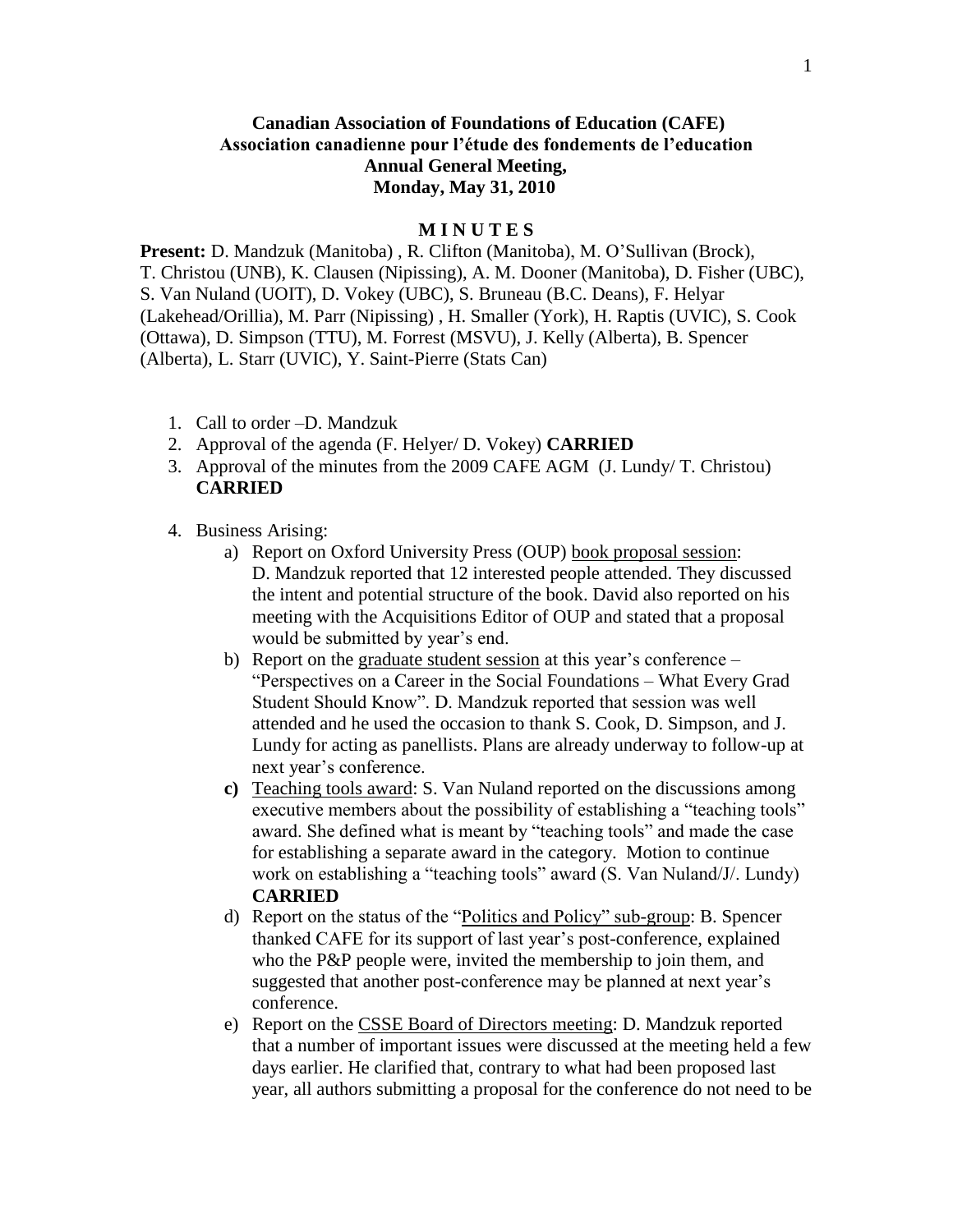**Canadian Association of Foundations of Education (CAFE)**
**Association canadienne pour l'étude des fondements de l'education**
**Annual General Meeting,**
**Monday, May 31, 2010**

**M I N U T E S**

**Present:** D. Mandzuk (Manitoba) , R. Clifton (Manitoba), M. O'Sullivan (Brock), T. Christou (UNB), K. Clausen (Nipissing), A. M. Dooner (Manitoba), D. Fisher (UBC), S. Van Nuland (UOIT), D. Vokey (UBC), S. Bruneau (B.C. Deans), F. Helyar (Lakehead/Orillia), M. Parr (Nipissing) , H. Smaller (York), H. Raptis (UVIC), S. Cook (Ottawa), D. Simpson (TTU), M. Forrest (MSVU), J. Kelly (Alberta), B. Spencer (Alberta), L. Starr (UVIC), Y. Saint-Pierre (Stats Can)

1. Call to order –D. Mandzuk
2. Approval of the agenda (F. Helyer/ D. Vokey) **CARRIED**
3. Approval of the minutes from the 2009 CAFE AGM (J. Lundy/ T. Christou) **CARRIED**
4. Business Arising:
   a) Report on Oxford University Press (OUP) <u>book proposal session</u>: D. Mandzuk reported that 12 interested people attended. They discussed the intent and potential structure of the book. David also reported on his meeting with the Acquisitions Editor of OUP and stated that a proposal would be submitted by year's end.
   b) Report on the <u>graduate student session</u> at this year's conference – "Perspectives on a Career in the Social Foundations – What Every Grad Student Should Know". D. Mandzuk reported that session was well attended and he used the occasion to thank S. Cook, D. Simpson, and J. Lundy for acting as panellists. Plans are already underway to follow-up at next year's conference.
   **c)** <u>Teaching tools award</u>: S. Van Nuland reported on the discussions among executive members about the possibility of establishing a "teaching tools" award. She defined what is meant by "teaching tools" and made the case for establishing a separate award in the category. Motion to continue work on establishing a "teaching tools" award (S. Van Nuland/J/. Lundy) **CARRIED**
   d) Report on the status of the "<u>Politics and Policy" sub-group</u>: B. Spencer thanked CAFE for its support of last year's post-conference, explained who the P&P people were, invited the membership to join them, and suggested that another post-conference may be planned at next year's conference.
   e) Report on the <u>CSSE Board of Directors meeting</u>: D. Mandzuk reported that a number of important issues were discussed at the meeting held a few days earlier. He clarified that, contrary to what had been proposed last year, all authors submitting a proposal for the conference do not need to be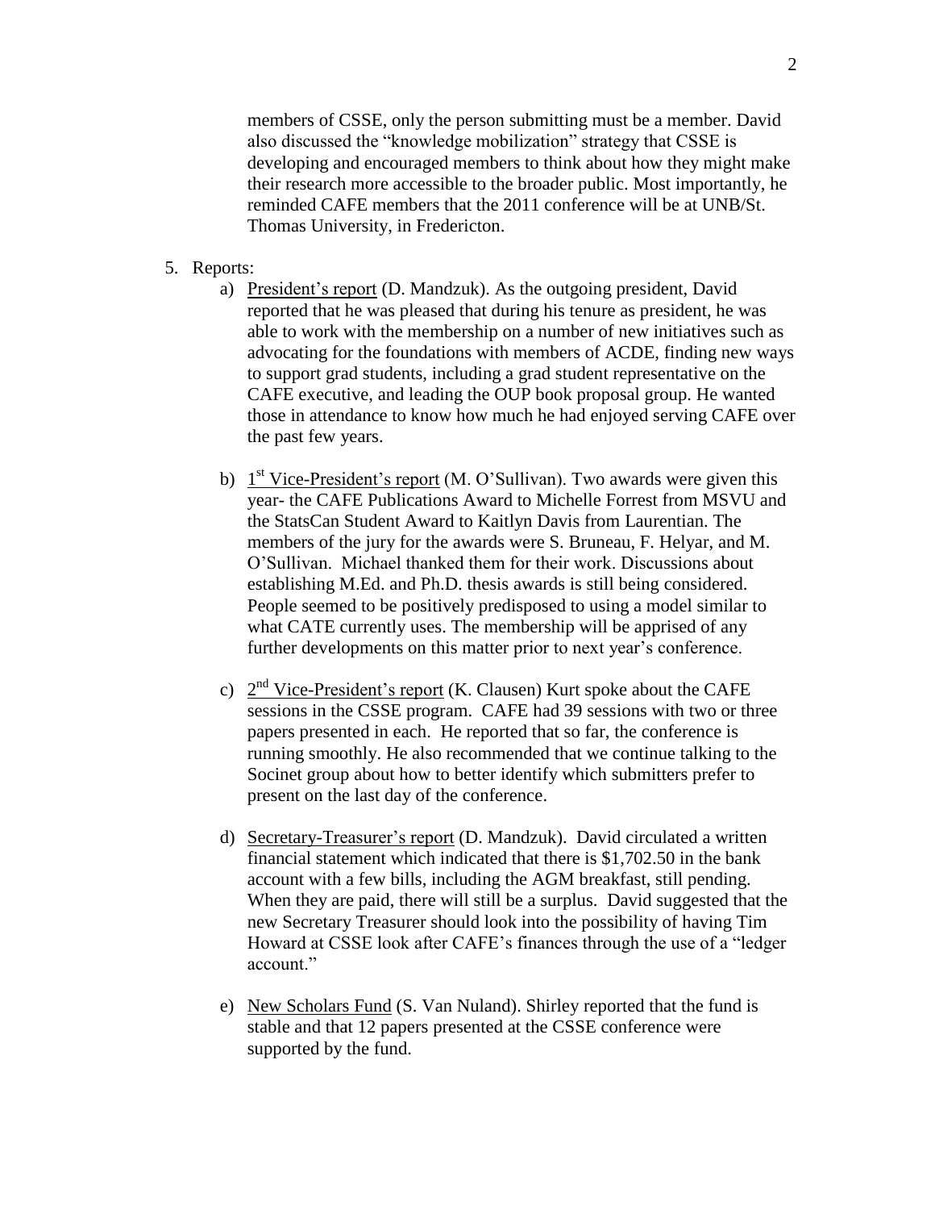members of CSSE, only the person submitting must be a member. David also discussed the "knowledge mobilization" strategy that CSSE is developing and encouraged members to think about how they might make their research more accessible to the broader public. Most importantly, he reminded CAFE members that the 2011 conference will be at UNB/St. Thomas University, in Fredericton.

5. Reports:
   a) President's report (D. Mandzuk). As the outgoing president, David reported that he was pleased that during his tenure as president, he was able to work with the membership on a number of new initiatives such as advocating for the foundations with members of ACDE, finding new ways to support grad students, including a grad student representative on the CAFE executive, and leading the OUP book proposal group. He wanted those in attendance to know how much he had enjoyed serving CAFE over the past few years.

   b) 1st Vice-President's report (M. O'Sullivan). Two awards were given this year- the CAFE Publications Award to Michelle Forrest from MSVU and the StatsCan Student Award to Kaitlyn Davis from Laurentian. The members of the jury for the awards were S. Bruneau, F. Helyar, and M. O'Sullivan. Michael thanked them for their work. Discussions about establishing M.Ed. and Ph.D. thesis awards is still being considered. People seemed to be positively predisposed to using a model similar to what CATE currently uses. The membership will be apprised of any further developments on this matter prior to next year's conference.

   c) 2nd Vice-President's report (K. Clausen) Kurt spoke about the CAFE sessions in the CSSE program. CAFE had 39 sessions with two or three papers presented in each. He reported that so far, the conference is running smoothly. He also recommended that we continue talking to the Socinet group about how to better identify which submitters prefer to present on the last day of the conference.

   d) Secretary-Treasurer's report (D. Mandzuk). David circulated a written financial statement which indicated that there is $1,702.50 in the bank account with a few bills, including the AGM breakfast, still pending. When they are paid, there will still be a surplus. David suggested that the new Secretary Treasurer should look into the possibility of having Tim Howard at CSSE look after CAFE's finances through the use of a "ledger account."

   e) New Scholars Fund (S. Van Nuland). Shirley reported that the fund is stable and that 12 papers presented at the CSSE conference were supported by the fund.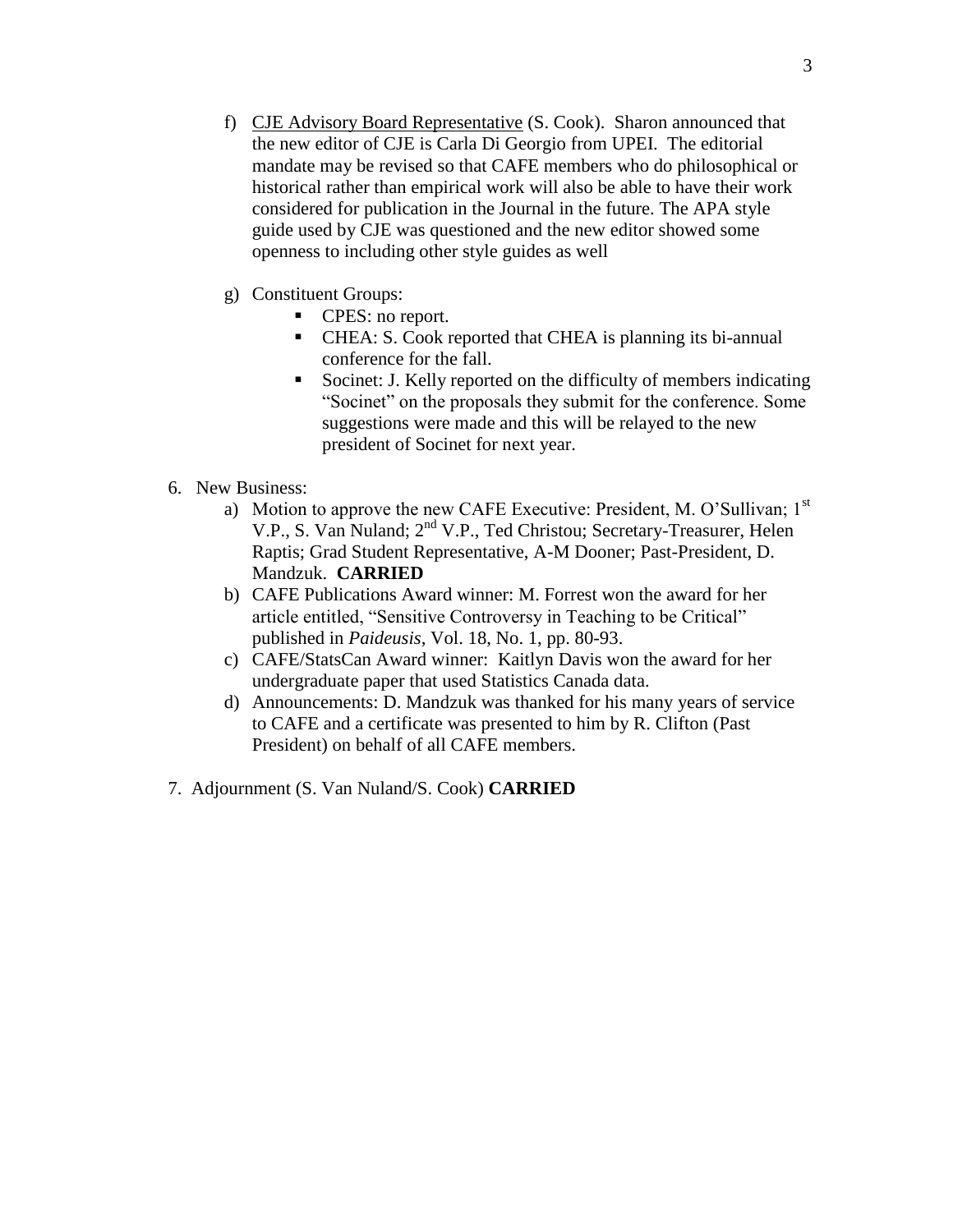f) CJE Advisory Board Representative (S. Cook). Sharon announced that the new editor of CJE is Carla Di Georgio from UPEI. The editorial mandate may be revised so that CAFE members who do philosophical or historical rather than empirical work will also be able to have their work considered for publication in the Journal in the future. The APA style guide used by CJE was questioned and the new editor showed some openness to including other style guides as well

g) Constituent Groups:
   - CPES: no report.
   - CHEA: S. Cook reported that CHEA is planning its bi-annual conference for the fall.
   - Socinet: J. Kelly reported on the difficulty of members indicating "Socinet" on the proposals they submit for the conference. Some suggestions were made and this will be relayed to the new president of Socinet for next year.

6. New Business:
   a) Motion to approve the new CAFE Executive: President, M. O'Sullivan; 1st V.P., S. Van Nuland; 2nd V.P., Ted Christou; Secretary-Treasurer, Helen Raptis; Grad Student Representative, A-M Dooner; Past-President, D. Mandzuk. **CARRIED**
   b) CAFE Publications Award winner: M. Forrest won the award for her article entitled, "Sensitive Controversy in Teaching to be Critical" published in *Paideusis*, Vol. 18, No. 1, pp. 80-93.
   c) CAFE/StatsCan Award winner: Kaitlyn Davis won the award for her undergraduate paper that used Statistics Canada data.
   d) Announcements: D. Mandzuk was thanked for his many years of service to CAFE and a certificate was presented to him by R. Clifton (Past President) on behalf of all CAFE members.

7. Adjournment (S. Van Nuland/S. Cook) **CARRIED**